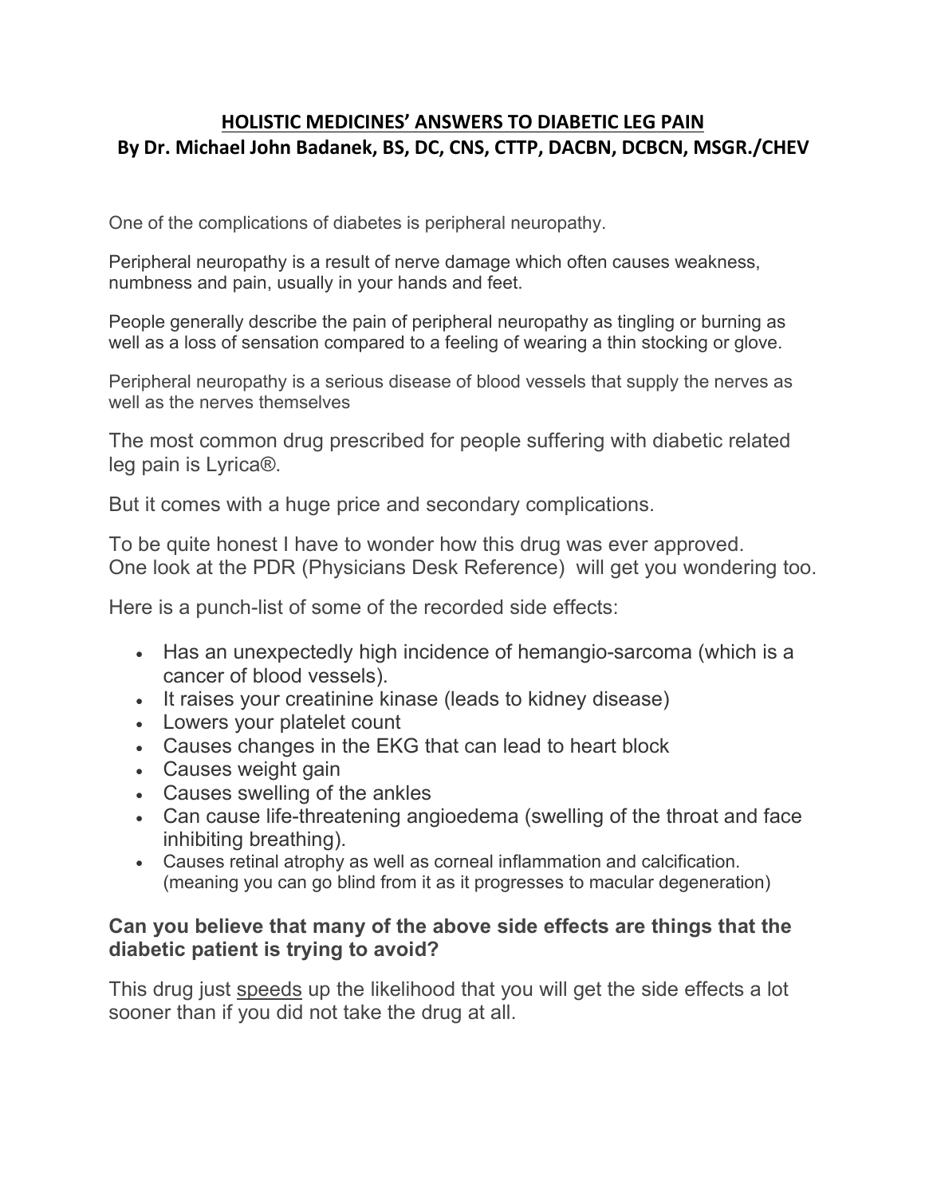# HOLISTIC MEDICINES' ANSWERS TO DIABETIC LEG PAIN

## By Dr. Michael John Badanek, BS, DC, CNS, CTTP, DACBN, DCBCN, MSGR./CHEV

One of the complications of diabetes is peripheral neuropathy.

Peripheral neuropathy is a result of nerve damage which often causes weakness, numbness and pain, usually in your hands and feet.

People generally describe the pain of peripheral neuropathy as tingling or burning as well as a loss of sensation compared to a feeling of wearing a thin stocking or glove.

Peripheral neuropathy is a serious disease of blood vessels that supply the nerves as well as the nerves themselves

The most common drug prescribed for people suffering with diabetic related leg pain is Lyrica®.

But it comes with a huge price and secondary complications.

To be quite honest I have to wonder how this drug was ever approved.
One look at the PDR (Physicians Desk Reference) will get you wondering too.

Here is a punch-list of some of the recorded side effects:

- Has an unexpectedly high incidence of hemangio-sarcoma (which is a cancer of blood vessels).
- It raises your creatinine kinase (leads to kidney disease)
- Lowers your platelet count
- Causes changes in the EKG that can lead to heart block
- Causes weight gain
- Causes swelling of the ankles
- Can cause life-threatening angioedema (swelling of the throat and face inhibiting breathing).
- Causes retinal atrophy as well as corneal inflammation and calcification. (meaning you can go blind from it as it progresses to macular degeneration)

**Can you believe that many of the above side effects are things that the diabetic patient is trying to avoid?**

This drug just <u>speeds</u> up the likelihood that you will get the side effects a lot sooner than if you did not take the drug at all.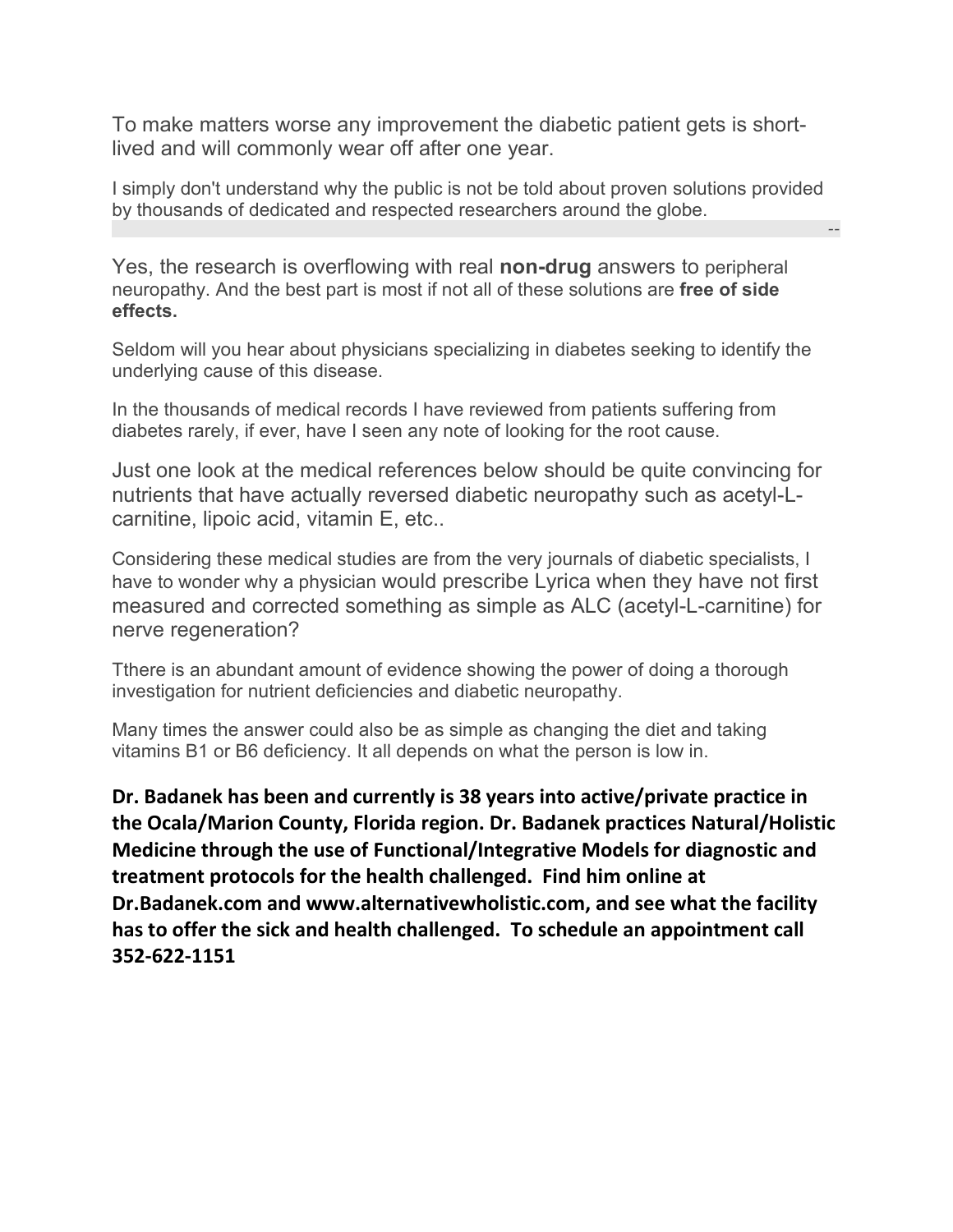To make matters worse any improvement the diabetic patient gets is short-lived and will commonly wear off after one year.

I simply don't understand why the public is not be told about proven solutions provided by thousands of dedicated and respected researchers around the globe.

---

Yes, the research is overflowing with real **non-drug** answers to peripheral neuropathy. And the best part is most if not all of these solutions are **free of side effects.**

Seldom will you hear about physicians specializing in diabetes seeking to identify the underlying cause of this disease.

In the thousands of medical records I have reviewed from patients suffering from diabetes rarely, if ever, have I seen any note of looking for the root cause.

Just one look at the medical references below should be quite convincing for nutrients that have actually reversed diabetic neuropathy such as acetyl-L-carnitine, lipoic acid, vitamin E, etc..

Considering these medical studies are from the very journals of diabetic specialists, I have to wonder why a physician would prescribe Lyrica when they have not first measured and corrected something as simple as ALC (acetyl-L-carnitine) for nerve regeneration?

Tthere is an abundant amount of evidence showing the power of doing a thorough investigation for nutrient deficiencies and diabetic neuropathy.

Many times the answer could also be as simple as changing the diet and taking vitamins B1 or B6 deficiency. It all depends on what the person is low in.

**Dr. Badanek has been and currently is 38 years into active/private practice in the Ocala/Marion County, Florida region. Dr. Badanek practices Natural/Holistic Medicine through the use of Functional/Integrative Models for diagnostic and treatment protocols for the health challenged. Find him online at Dr.Badanek.com and www.alternativewholistic.com, and see what the facility has to offer the sick and health challenged. To schedule an appointment call 352-622-1151**